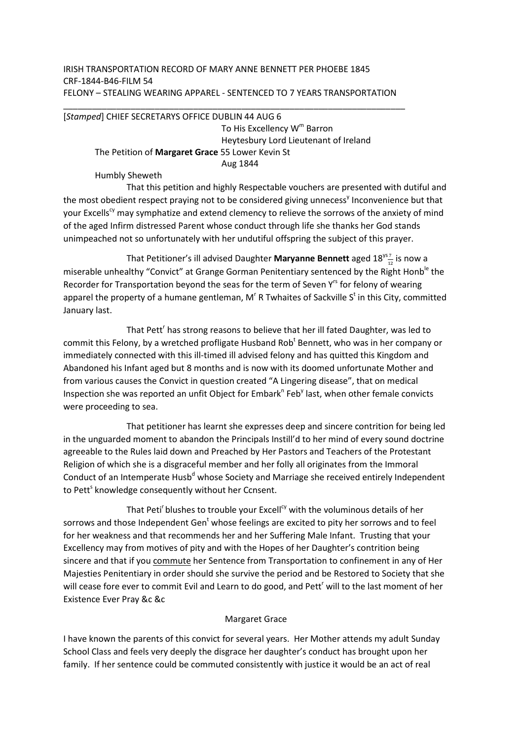IRISH TRANSPORTATION RECORD OF MARY ANNE BENNETT PER PHOEBE 1845
CRF-1844-B46-FILM 54
FELONY – STEALING WEARING APPAREL - SENTENCED TO 7 YEARS TRANSPORTATION

---

[*Stamped*] CHIEF SECRETARYS OFFICE DUBLIN 44 AUG 6

To His Excellency W[m] Barron
Heytesbury Lord Lieutenant of Ireland

The Petition of **Margaret Grace** 55 Lower Kevin St
Aug 1844

Humbly Sheweth

That this petition and highly Respectable vouchers are presented with dutiful and the most obedient respect praying not to be considered giving unnecess[y] Inconvenience but that your Excells[cy] may symphatize and extend clemency to relieve the sorrows of the anxiety of mind of the aged Infirm distressed Parent whose conduct through life she thanks her God stands unimpeached not so unfortunately with her undutiful offspring the subject of this prayer.

That Petitioner's ill advised Daughter **Maryanne Bennett** aged 18[ys] $\frac{7}{12}$ is now a miserable unhealthy "Convict" at Grange Gorman Penitentiary sentenced by the Right Honb[le] the Recorder for Transportation beyond the seas for the term of Seven Y[rs] for felony of wearing apparel the property of a humane gentleman, M[r] R Twhaites of Sackville S[t] in this City, committed January last.

That Pett[r] has strong reasons to believe that her ill fated Daughter, was led to commit this Felony, by a wretched profligate Husband Rob[t] Bennett, who was in her company or immediately connected with this ill-timed ill advised felony and has quitted this Kingdom and Abandoned his Infant aged but 8 months and is now with its doomed unfortunate Mother and from various causes the Convict in question created "A Lingering disease", that on medical Inspection she was reported an unfit Object for Embark[n] Feb[y] last, when other female convicts were proceeding to sea.

That petitioner has learnt she expresses deep and sincere contrition for being led in the unguarded moment to abandon the Principals Instill'd to her mind of every sound doctrine agreeable to the Rules laid down and Preached by Her Pastors and Teachers of the Protestant Religion of which she is a disgraceful member and her folly all originates from the Immoral Conduct of an Intemperate Husb[d] whose Society and Marriage she received entirely Independent to Pett[s] knowledge consequently without her Ccnsent.

That Peti[r] blushes to trouble your Excell[cy] with the voluminous details of her sorrows and those Independent Gen[t] whose feelings are excited to pity her sorrows and to feel for her weakness and that recommends her and her Suffering Male Infant. Trusting that your Excellency may from motives of pity and with the Hopes of her Daughter's contrition being sincere and that if you <u>commute</u> her Sentence from Transportation to confinement in any of Her Majesties Penitentiary in order should she survive the period and be Restored to Society that she will cease fore ever to commit Evil and Learn to do good, and Pett[r] will to the last moment of her Existence Ever Pray &c &c

Margaret Grace

I have known the parents of this convict for several years. Her Mother attends my adult Sunday School Class and feels very deeply the disgrace her daughter's conduct has brought upon her family. If her sentence could be commuted consistently with justice it would be an act of real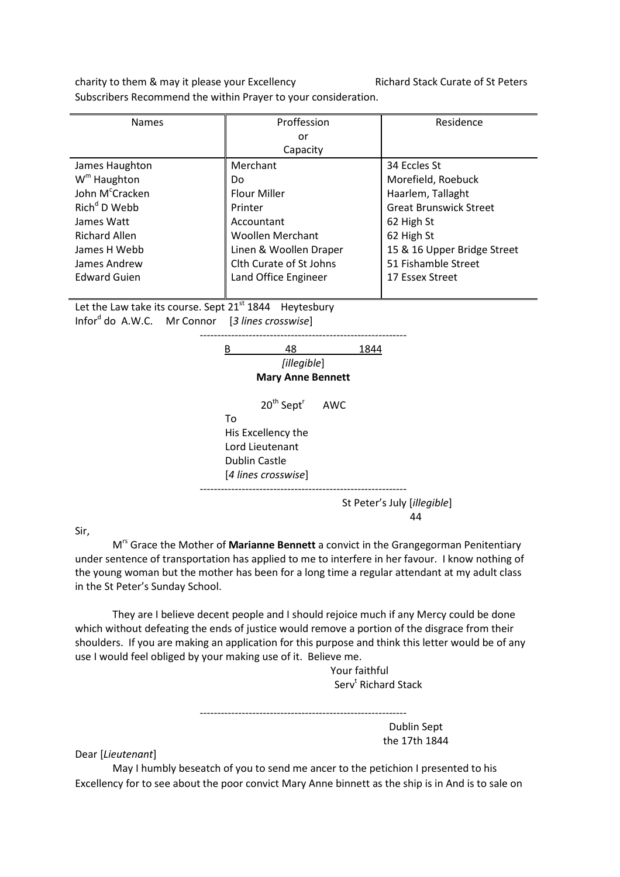charity to them & may it please your Excellency Richard Stack Curate of St Peters

Subscribers Recommend the within Prayer to your consideration.

| Names | Proffession or Capacity | Residence |
|---|---|---|
| James Haughton | Merchant | 34 Eccles St |
| W[m] Haughton | Do | Morefield, Roebuck |
| John M[c]Cracken | Flour Miller | Haarlem, Tallaght |
| Rich[d] D Webb | Printer | Great Brunswick Street |
| James Watt | Accountant | 62 High St |
| Richard Allen | Woollen Merchant | 62 High St |
| James H Webb | Linen & Woollen Draper | 15 & 16 Upper Bridge Street |
| James Andrew | Clth Curate of St Johns | 51 Fishamble Street |
| Edward Guien | Land Office Engineer | 17 Essex Street |

Let the Law take its course. Sept 21[st] 1844 Heytesbury

Infor[d] do A.W.C. Mr Connor [*3 lines crosswise*]

---

B 48 1844

[*illegible*]

**Mary Anne Bennett**

20[th] Sept[r] AWC

To

His Excellency the

Lord Lieutenant

Dublin Castle

[*4 lines crosswise*]

---

St Peter's July [*illegible*] 44

Sir,

M[rs] Grace the Mother of **Marianne Bennett** a convict in the Grangegorman Penitentiary under sentence of transportation has applied to me to interfere in her favour. I know nothing of the young woman but the mother has been for a long time a regular attendant at my adult class in the St Peter's Sunday School.

They are I believe decent people and I should rejoice much if any Mercy could be done which without defeating the ends of justice would remove a portion of the disgrace from their shoulders. If you are making an application for this purpose and think this letter would be of any use I would feel obliged by your making use of it. Believe me.

Your faithful

Serv[t] Richard Stack

---

Dublin Sept

the 17th 1844

Dear [*Lieutenant*]

May I humbly beseatch of you to send me ancer to the petichion I presented to his Excellency for to see about the poor convict Mary Anne binnett as the ship is in And is to sale on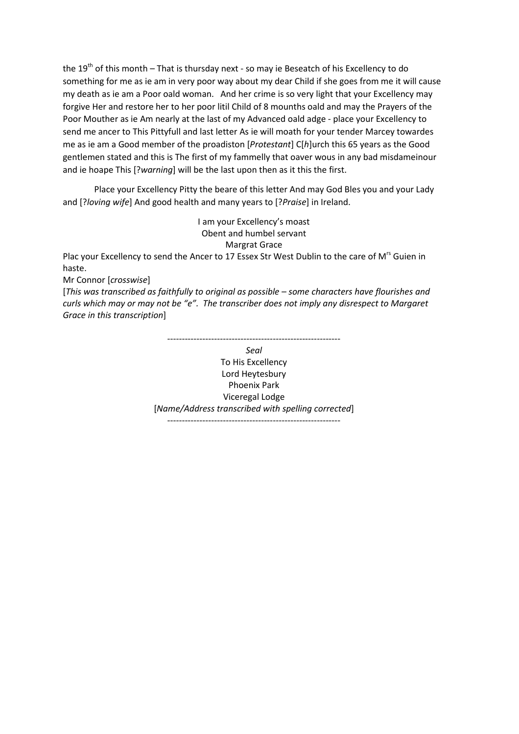the 19th of this month – That is thursday next - so may ie Beseatch of his Excellency to do something for me as ie am in very poor way about my dear Child if she goes from me it will cause my death as ie am a Poor oald woman. And her crime is so very light that your Excellency may forgive Her and restore her to her poor litil Child of 8 mounths oald and may the Prayers of the Poor Mouther as ie Am nearly at the last of my Advanced oald adge - place your Excellency to send me ancer to This Pittyfull and last letter As ie will moath for your tender Marcey towardes me as ie am a Good member of the proadiston [*Protestant*] C[*h*]urch this 65 years as the Good gentlemen stated and this is The first of my fammelly that oaver wous in any bad misdameinour and ie hoape This [?*warning*] will be the last upon then as it this the first.

Place your Excellency Pitty the beare of this letter And may God Bles you and your Lady and [?*loving wife*] And good health and many years to [?*Praise*] in Ireland.

I am your Excellency's moast
Obent and humbel servant
Margrat Grace

Plac your Excellency to send the Ancer to 17 Essex Str West Dublin to the care of Mrs Guien in haste.

Mr Connor [*crosswise*]

[*This was transcribed as faithfully to original as possible – some characters have flourishes and curls which may or may not be "e". The transcriber does not imply any disrespect to Margaret Grace in this transcription*]

------------------------------------------------------------

*Seal*
To His Excellency
Lord Heytesbury
Phoenix Park
Viceregal Lodge
[*Name/Address transcribed with spelling corrected*]

------------------------------------------------------------